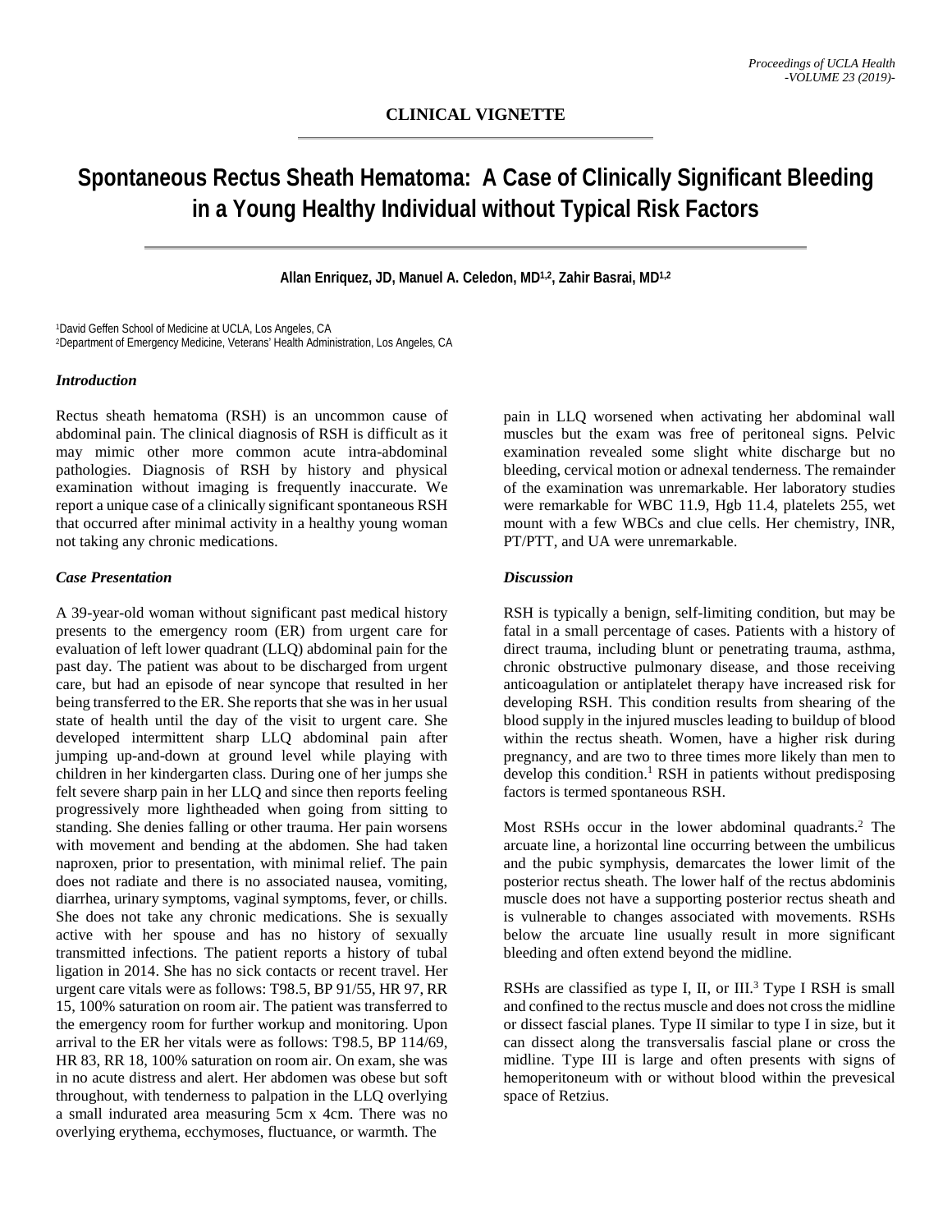## CLINICAL VIGNETTE

# Spontaneous Rectus Sheath Hematoma: A Case of Clinically Significant Bleeding in a Young Healthy Individual without Typical Risk Factors

**Allan Enriquez, JD, Manuel A. Celedon, MD[1,2], Zahir Basrai, MD[1,2]**

[1]David Geffen School of Medicine at UCLA, Los Angeles, CA
[2]Department of Emergency Medicine, Veterans' Health Administration, Los Angeles, CA

### *Introduction*

Rectus sheath hematoma (RSH) is an uncommon cause of abdominal pain. The clinical diagnosis of RSH is difficult as it may mimic other more common acute intra-abdominal pathologies. Diagnosis of RSH by history and physical examination without imaging is frequently inaccurate. We report a unique case of a clinically significant spontaneous RSH that occurred after minimal activity in a healthy young woman not taking any chronic medications.

### *Case Presentation*

A 39-year-old woman without significant past medical history presents to the emergency room (ER) from urgent care for evaluation of left lower quadrant (LLQ) abdominal pain for the past day. The patient was about to be discharged from urgent care, but had an episode of near syncope that resulted in her being transferred to the ER. She reports that she was in her usual state of health until the day of the visit to urgent care. She developed intermittent sharp LLQ abdominal pain after jumping up-and-down at ground level while playing with children in her kindergarten class. During one of her jumps she felt severe sharp pain in her LLQ and since then reports feeling progressively more lightheaded when going from sitting to standing. She denies falling or other trauma. Her pain worsens with movement and bending at the abdomen. She had taken naproxen, prior to presentation, with minimal relief. The pain does not radiate and there is no associated nausea, vomiting, diarrhea, urinary symptoms, vaginal symptoms, fever, or chills. She does not take any chronic medications. She is sexually active with her spouse and has no history of sexually transmitted infections. The patient reports a history of tubal ligation in 2014. She has no sick contacts or recent travel. Her urgent care vitals were as follows: T98.5, BP 91/55, HR 97, RR 15, 100% saturation on room air. The patient was transferred to the emergency room for further workup and monitoring. Upon arrival to the ER her vitals were as follows: T98.5, BP 114/69, HR 83, RR 18, 100% saturation on room air. On exam, she was in no acute distress and alert. Her abdomen was obese but soft throughout, with tenderness to palpation in the LLQ overlying a small indurated area measuring 5cm x 4cm. There was no overlying erythema, ecchymoses, fluctuance, or warmth. The pain in LLQ worsened when activating her abdominal wall muscles but the exam was free of peritoneal signs. Pelvic examination revealed some slight white discharge but no bleeding, cervical motion or adnexal tenderness. The remainder of the examination was unremarkable. Her laboratory studies were remarkable for WBC 11.9, Hgb 11.4, platelets 255, wet mount with a few WBCs and clue cells. Her chemistry, INR, PT/PTT, and UA were unremarkable.

### *Discussion*

RSH is typically a benign, self-limiting condition, but may be fatal in a small percentage of cases. Patients with a history of direct trauma, including blunt or penetrating trauma, asthma, chronic obstructive pulmonary disease, and those receiving anticoagulation or antiplatelet therapy have increased risk for developing RSH. This condition results from shearing of the blood supply in the injured muscles leading to buildup of blood within the rectus sheath. Women, have a higher risk during pregnancy, and are two to three times more likely than men to develop this condition.[1] RSH in patients without predisposing factors is termed spontaneous RSH.

Most RSHs occur in the lower abdominal quadrants.[2] The arcuate line, a horizontal line occurring between the umbilicus and the pubic symphysis, demarcates the lower limit of the posterior rectus sheath. The lower half of the rectus abdominis muscle does not have a supporting posterior rectus sheath and is vulnerable to changes associated with movements. RSHs below the arcuate line usually result in more significant bleeding and often extend beyond the midline.

RSHs are classified as type I, II, or III.[3] Type I RSH is small and confined to the rectus muscle and does not cross the midline or dissect fascial planes. Type II similar to type I in size, but it can dissect along the transversalis fascial plane or cross the midline. Type III is large and often presents with signs of hemoperitoneum with or without blood within the prevesical space of Retzius.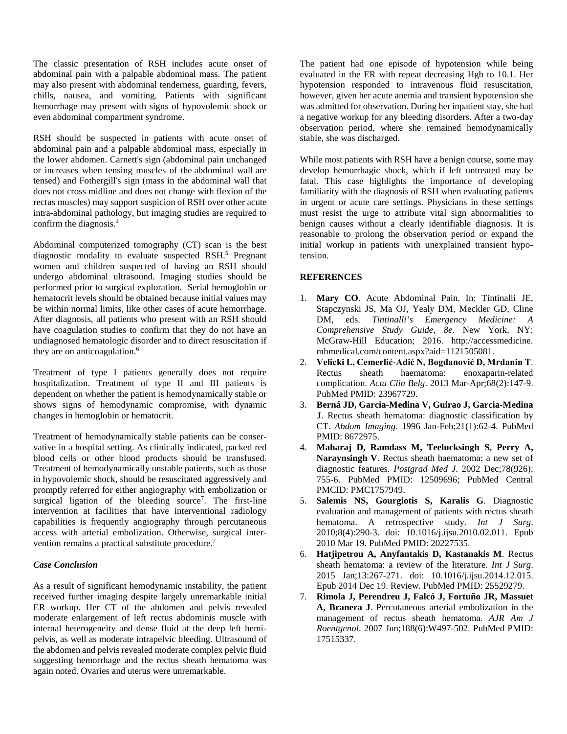The classic presentation of RSH includes acute onset of abdominal pain with a palpable abdominal mass. The patient may also present with abdominal tenderness, guarding, fevers, chills, nausea, and vomiting. Patients with significant hemorrhage may present with signs of hypovolemic shock or even abdominal compartment syndrome.

RSH should be suspected in patients with acute onset of abdominal pain and a palpable abdominal mass, especially in the lower abdomen. Carnett's sign (abdominal pain unchanged or increases when tensing muscles of the abdominal wall are tensed) and Fothergill's sign (mass in the abdominal wall that does not cross midline and does not change with flexion of the rectus muscles) may support suspicion of RSH over other acute intra-abdominal pathology, but imaging studies are required to confirm the diagnosis.[4]

Abdominal computerized tomography (CT) scan is the best diagnostic modality to evaluate suspected RSH.[5] Pregnant women and children suspected of having an RSH should undergo abdominal ultrasound. Imaging studies should be performed prior to surgical exploration. Serial hemoglobin or hematocrit levels should be obtained because initial values may be within normal limits, like other cases of acute hemorrhage. After diagnosis, all patients who present with an RSH should have coagulation studies to confirm that they do not have an undiagnosed hematologic disorder and to direct resuscitation if they are on anticoagulation.[6]

Treatment of type I patients generally does not require hospitalization. Treatment of type II and III patients is dependent on whether the patient is hemodynamically stable or shows signs of hemodynamic compromise, with dynamic changes in hemoglobin or hematocrit.

Treatment of hemodynamically stable patients can be conservative in a hospital setting. As clinically indicated, packed red blood cells or other blood products should be transfused. Treatment of hemodynamically unstable patients, such as those in hypovolemic shock, should be resuscitated aggressively and promptly referred for either angiography with embolization or surgical ligation of the bleeding source[7]. The first-line intervention at facilities that have interventional radiology capabilities is frequently angiography through percutaneous access with arterial embolization. Otherwise, surgical intervention remains a practical substitute procedure.[7]

### *Case Conclusion*

As a result of significant hemodynamic instability, the patient received further imaging despite largely unremarkable initial ER workup. Her CT of the abdomen and pelvis revealed moderate enlargement of left rectus abdominis muscle with internal heterogeneity and dense fluid at the deep left hemipelvis, as well as moderate intrapelvic bleeding. Ultrasound of the abdomen and pelvis revealed moderate complex pelvic fluid suggesting hemorrhage and the rectus sheath hematoma was again noted. Ovaries and uterus were unremarkable.

The patient had one episode of hypotension while being evaluated in the ER with repeat decreasing Hgb to 10.1. Her hypotension responded to intravenous fluid resuscitation, however, given her acute anemia and transient hypotension she was admitted for observation. During her inpatient stay, she had a negative workup for any bleeding disorders. After a two-day observation period, where she remained hemodynamically stable, she was discharged.

While most patients with RSH have a benign course, some may develop hemorrhagic shock, which if left untreated may be fatal. This case highlights the importance of developing familiarity with the diagnosis of RSH when evaluating patients in urgent or acute care settings. Physicians in these settings must resist the urge to attribute vital sign abnormalities to benign causes without a clearly identifiable diagnosis. It is reasonable to prolong the observation period or expand the initial workup in patients with unexplained transient hypotension.

### REFERENCES

1. **Mary CO**. Acute Abdominal Pain. In: Tintinalli JE, Stapczynski JS, Ma OJ, Yealy DM, Meckler GD, Cline DM, eds. *Tintinalli's Emergency Medicine: A Comprehensive Study Guide, 8e*. New York, NY: McGraw-Hill Education; 2016. http://accessmedicine.mhmedical.com/content.aspx?aid=1121505081.
2. **Velicki L, Cemerlić-Adić N, Bogdanović D, Mrdanin T**. Rectus sheath haematoma: enoxaparin-related complication. *Acta Clin Belg*. 2013 Mar-Apr;68(2):147-9. PubMed PMID: 23967729.
3. **Berná JD, Garcia-Medina V, Guirao J, Garcia-Medina J**. Rectus sheath hematoma: diagnostic classification by CT. *Abdom Imaging*. 1996 Jan-Feb;21(1):62-4. PubMed PMID: 8672975.
4. **Maharaj D, Ramdass M, Teelucksingh S, Perry A, Naraynsingh V**. Rectus sheath haematoma: a new set of diagnostic features. *Postgrad Med J*. 2002 Dec;78(926): 755-6. PubMed PMID: 12509696; PubMed Central PMCID: PMC1757949.
5. **Salemis NS, Gourgiotis S, Karalis G**. Diagnostic evaluation and management of patients with rectus sheath hematoma. A retrospective study. *Int J Surg*. 2010;8(4):290-3. doi: 10.1016/j.ijsu.2010.02.011. Epub 2010 Mar 19. PubMed PMID: 20227535.
6. **Hatjipetrou A, Anyfantakis D, Kastanakis M**. Rectus sheath hematoma: a review of the literature. *Int J Surg*. 2015 Jan;13:267-271. doi: 10.1016/j.ijsu.2014.12.015. Epub 2014 Dec 19. Review. PubMed PMID: 25529279.
7. **Rimola J, Perendreu J, Falcó J, Fortuño JR, Massuet A, Branera J**. Percutaneous arterial embolization in the management of rectus sheath hematoma. *AJR Am J Roentgenol*. 2007 Jun;188(6):W497-502. PubMed PMID: 17515337.